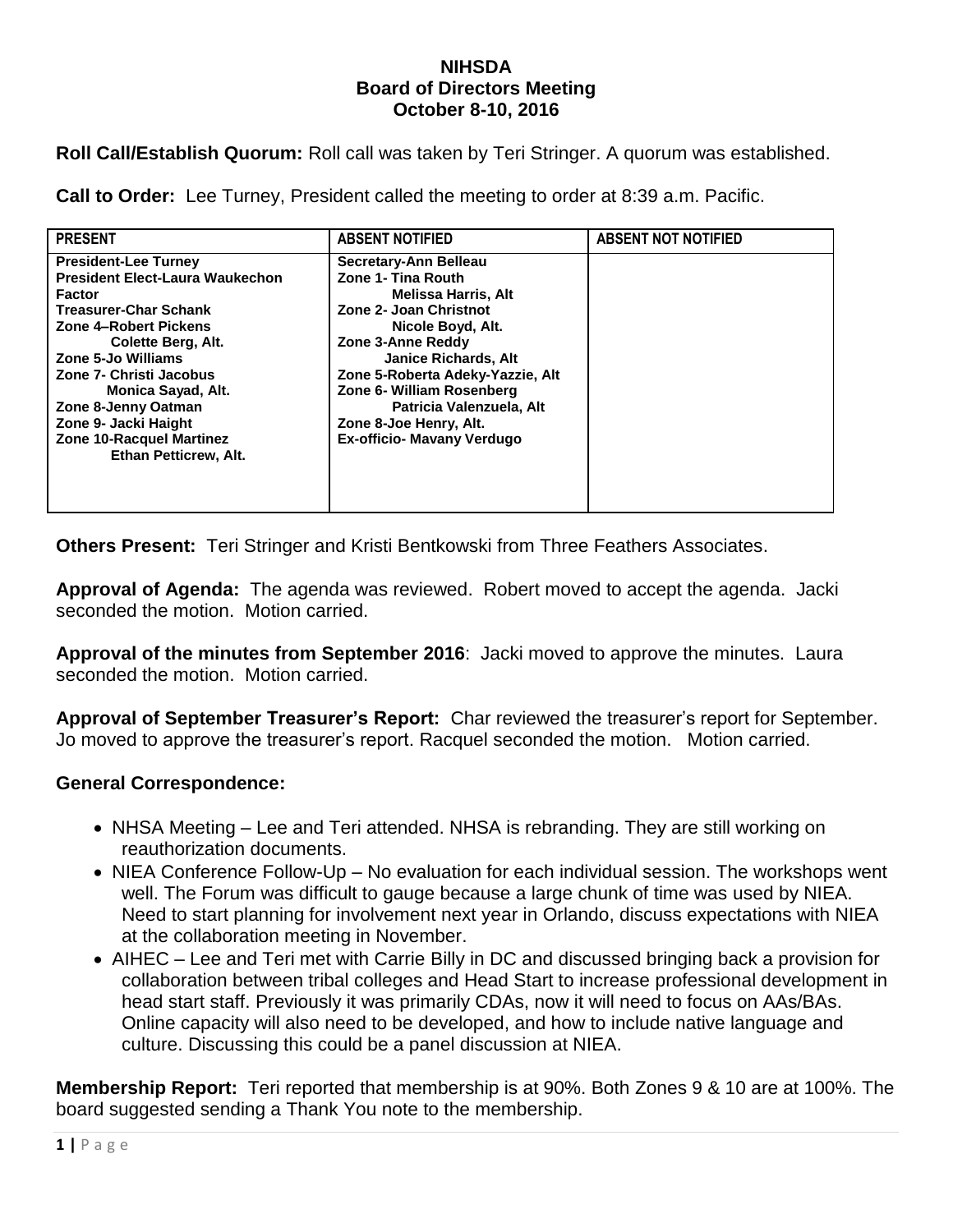**NIHSDA**
**Board of Directors Meeting**
**October 8-10, 2016**

**Roll Call/Establish Quorum:** Roll call was taken by Teri Stringer. A quorum was established.

**Call to Order:** Lee Turney, President called the meeting to order at 8:39 a.m. Pacific.

| PRESENT | ABSENT NOTIFIED | ABSENT NOT NOTIFIED |
|---|---|---|
| President-Lee Turney<br>President Elect-Laura Waukechon Factor<br>Treasurer-Char Schank<br>Zone 4–Robert Pickens<br>Colette Berg, Alt.<br>Zone 5-Jo Williams<br>Zone 7- Christi Jacobus<br>Monica Sayad, Alt.<br>Zone 8-Jenny Oatman<br>Zone 9- Jacki Haight<br>Zone 10-Racquel Martinez<br>Ethan Petticrew, Alt. | Secretary-Ann Belleau<br>Zone 1- Tina Routh<br>Melissa Harris, Alt<br>Zone 2- Joan Christnot<br>Nicole Boyd, Alt.<br>Zone 3-Anne Reddy<br>Janice Richards, Alt<br>Zone 5-Roberta Adeky-Yazzie, Alt<br>Zone 6- William Rosenberg<br>Patricia Valenzuela, Alt<br>Zone 8-Joe Henry, Alt.<br>Ex-officio- Mavany Verdugo | |

**Others Present:** Teri Stringer and Kristi Bentkowski from Three Feathers Associates.

**Approval of Agenda:** The agenda was reviewed. Robert moved to accept the agenda. Jacki seconded the motion. Motion carried.

**Approval of the minutes from September 2016**: Jacki moved to approve the minutes. Laura seconded the motion. Motion carried.

**Approval of September Treasurer's Report:** Char reviewed the treasurer's report for September. Jo moved to approve the treasurer's report. Racquel seconded the motion. Motion carried.

**General Correspondence:**

- NHSA Meeting – Lee and Teri attended. NHSA is rebranding. They are still working on reauthorization documents.
- NIEA Conference Follow-Up – No evaluation for each individual session. The workshops went well. The Forum was difficult to gauge because a large chunk of time was used by NIEA. Need to start planning for involvement next year in Orlando, discuss expectations with NIEA at the collaboration meeting in November.
- AIHEC – Lee and Teri met with Carrie Billy in DC and discussed bringing back a provision for collaboration between tribal colleges and Head Start to increase professional development in head start staff. Previously it was primarily CDAs, now it will need to focus on AAs/BAs. Online capacity will also need to be developed, and how to include native language and culture. Discussing this could be a panel discussion at NIEA.

**Membership Report:** Teri reported that membership is at 90%. Both Zones 9 & 10 are at 100%. The board suggested sending a Thank You note to the membership.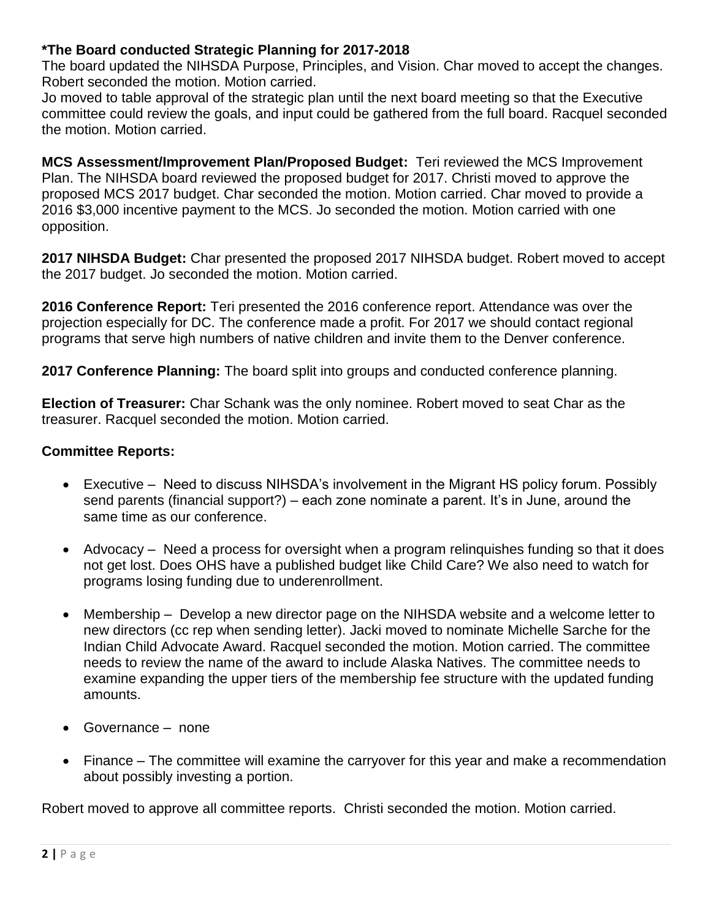**\*The Board conducted Strategic Planning for 2017-2018**

The board updated the NIHSDA Purpose, Principles, and Vision. Char moved to accept the changes. Robert seconded the motion. Motion carried.

Jo moved to table approval of the strategic plan until the next board meeting so that the Executive committee could review the goals, and input could be gathered from the full board. Racquel seconded the motion. Motion carried.

**MCS Assessment/Improvement Plan/Proposed Budget:** Teri reviewed the MCS Improvement Plan. The NIHSDA board reviewed the proposed budget for 2017. Christi moved to approve the proposed MCS 2017 budget. Char seconded the motion. Motion carried. Char moved to provide a 2016 $3,000 incentive payment to the MCS. Jo seconded the motion. Motion carried with one opposition.

**2017 NIHSDA Budget:** Char presented the proposed 2017 NIHSDA budget. Robert moved to accept the 2017 budget. Jo seconded the motion. Motion carried.

**2016 Conference Report:** Teri presented the 2016 conference report. Attendance was over the projection especially for DC. The conference made a profit. For 2017 we should contact regional programs that serve high numbers of native children and invite them to the Denver conference.

**2017 Conference Planning:** The board split into groups and conducted conference planning.

**Election of Treasurer:** Char Schank was the only nominee. Robert moved to seat Char as the treasurer. Racquel seconded the motion. Motion carried.

**Committee Reports:**

- Executive – Need to discuss NIHSDA's involvement in the Migrant HS policy forum. Possibly send parents (financial support?) – each zone nominate a parent. It's in June, around the same time as our conference.
- Advocacy – Need a process for oversight when a program relinquishes funding so that it does not get lost. Does OHS have a published budget like Child Care? We also need to watch for programs losing funding due to underenrollment.
- Membership – Develop a new director page on the NIHSDA website and a welcome letter to new directors (cc rep when sending letter). Jacki moved to nominate Michelle Sarche for the Indian Child Advocate Award. Racquel seconded the motion. Motion carried. The committee needs to review the name of the award to include Alaska Natives. The committee needs to examine expanding the upper tiers of the membership fee structure with the updated funding amounts.
- Governance – none
- Finance – The committee will examine the carryover for this year and make a recommendation about possibly investing a portion.

Robert moved to approve all committee reports. Christi seconded the motion. Motion carried.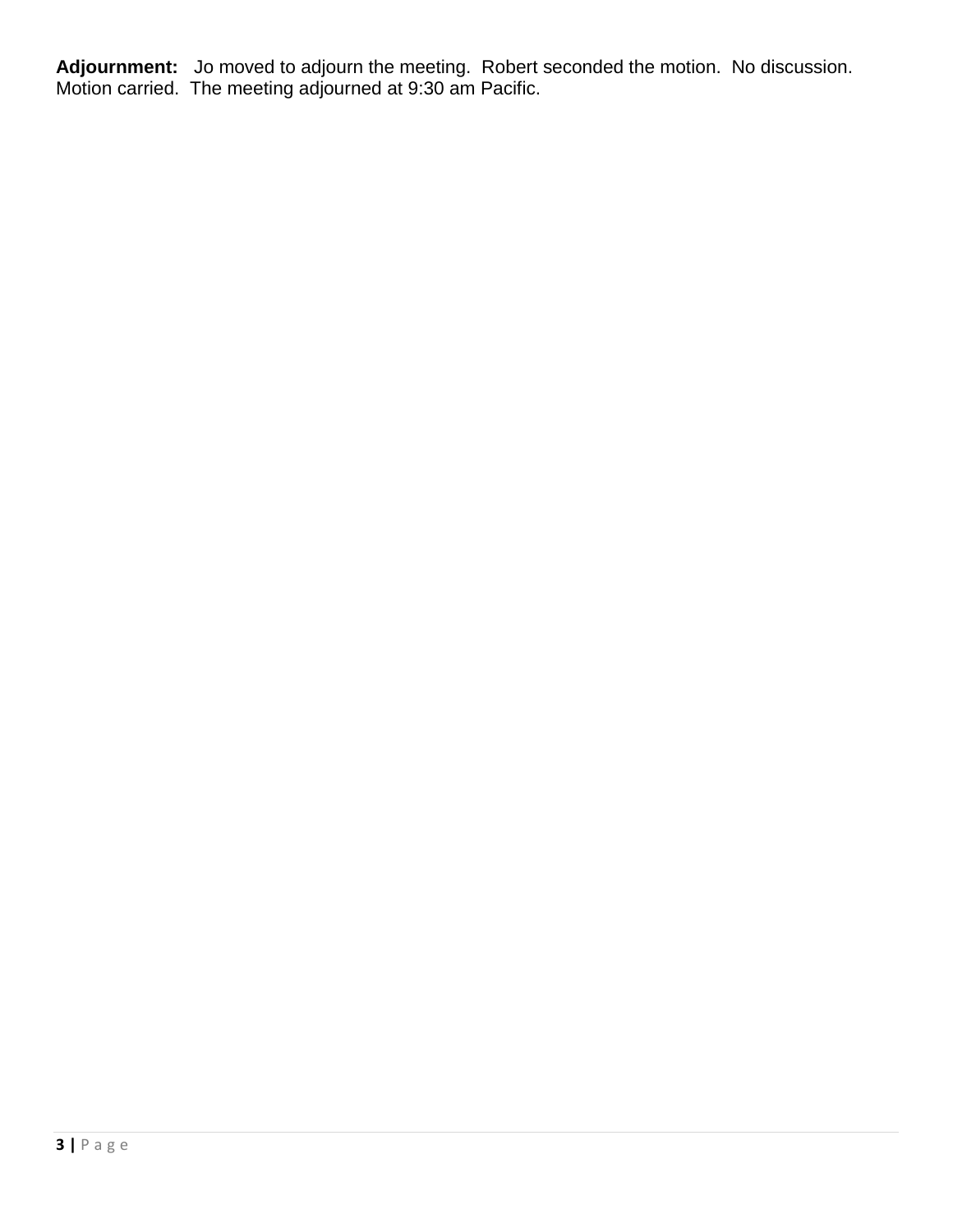**Adjournment:** Jo moved to adjourn the meeting. Robert seconded the motion. No discussion. Motion carried. The meeting adjourned at 9:30 am Pacific.